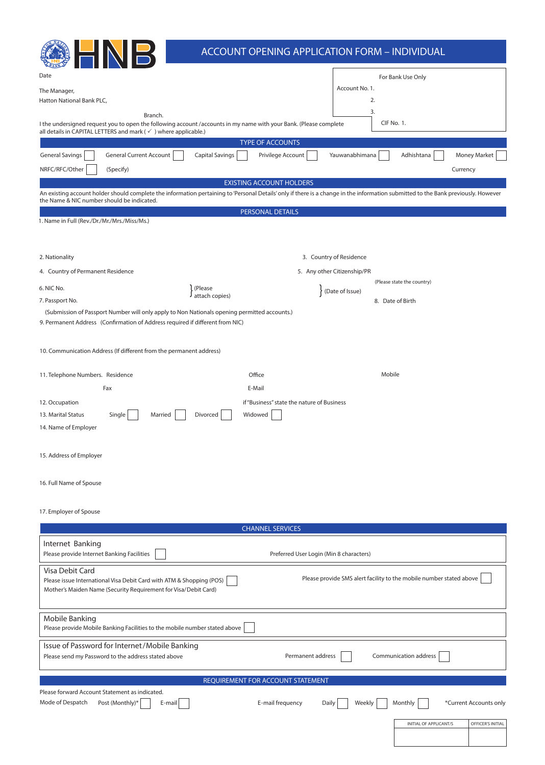HNB

# ACCOUNT OPENING APPLICATION FORM – INDIVIDUAL

Date

| For Bank Use Only |
|---|
| Account No. 1. |
| 2. |
| 3. |
| CIF No. 1. |

The Manager,
Hatton National Bank PLC,

Branch.

I the undersigned request you to open the following account /accounts in my name with your Bank. (Please complete all details in CAPITAL LETTERS and mark ( ✓ ) where applicable.)

## TYPE OF ACCOUNTS

General Savings ☐ General Current Account ☐ Capital Savings ☐ Privilege Account ☐ Yauwanabhimana ☐ Adhishtana ☐ Money Market ☐

NRFC/RFC/Other ☐ (Specify) Currency

## EXISTING ACCOUNT HOLDERS

An existing account holder should complete the information pertaining to 'Personal Details' only if there is a change in the information submitted to the Bank previously. However the Name & NIC number should be indicated.

## PERSONAL DETAILS

1. Name in Full (Rev./Dr./Mr./Mrs./Miss/Ms.)

2. Nationality
3. Country of Residence
4. Country of Permanent Residence
5. Any other Citizenship/PR (Please state the country)
6. NIC No. } (Please attach copies) } (Date of Issue)
7. Passport No.
8. Date of Birth

(Submission of Passport Number will only apply to Non Nationals opening permitted accounts.)

9. Permanent Address (Confirmation of Address required if different from NIC)

10. Communication Address (If different from the permanent address)

11. Telephone Numbers. Residence Office Mobile
    Fax E-Mail
12. Occupation if "Business" state the nature of Business
13. Marital Status Single ☐ Married ☐ Divorced ☐ Widowed ☐
14. Name of Employer

15. Address of Employer

16. Full Name of Spouse

17. Employer of Spouse

## CHANNEL SERVICES

**Internet Banking**
Please provide Internet Banking Facilities ☐ Preferred User Login (Min 8 characters)

**Visa Debit Card**
Please issue International Visa Debit Card with ATM & Shopping (POS) ☐ Please provide SMS alert facility to the mobile number stated above ☐
Mother's Maiden Name (Security Requirement for Visa/Debit Card)

**Mobile Banking**
Please provide Mobile Banking Facilities to the mobile number stated above ☐

**Issue of Password for Internet/Mobile Banking**
Please send my Password to the address stated above Permanent address ☐ Communication address ☐

## REQUIREMENT FOR ACCOUNT STATEMENT

Please forward Account Statement as indicated.

Mode of Despatch Post (Monthly)* ☐ E-mail ☐ E-mail frequency Daily ☐ Weekly ☐ Monthly ☐ *Current Accounts only

| INITIAL OF APPLICANT/S | OFFICER'S INITIAL |
|---|---|
| | |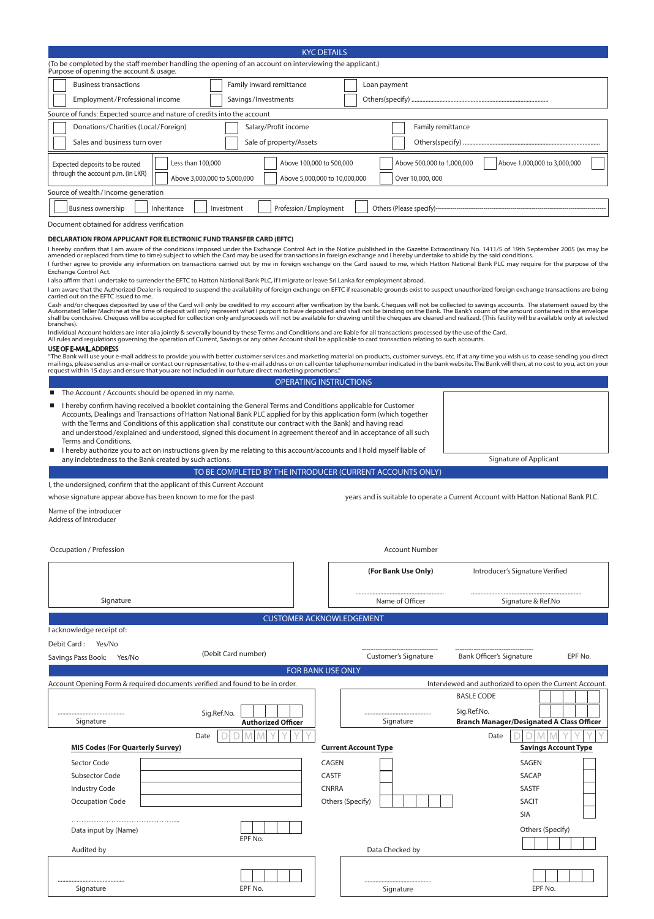## KYC DETAILS

(To be completed by the staff member handling the opening of an account on interviewing the applicant.)

Purpose of opening the account & usage.

| | | |
|---|---|---|
| ☐ Business transactions | ☐ Family inward remittance | ☐ Loan payment |
| ☐ Employment/Professional income | ☐ Savings/Investments | ☐ Others(specify) ........................................ |

Source of funds: Expected source and nature of credits into the account

| | | |
|---|---|---|
| ☐ Donations/Charities (Local/Foreign) | ☐ Salary/Profit income | ☐ Family remittance |
| ☐ Sales and business turn over | ☐ Sale of property/Assets | ☐ Others(specify) ........................................ |

| | | | | |
|---|---|---|---|---|
| Expected deposits to be routed through the account p.m. (in LKR) | ☐ Less than 100,000 | ☐ Above 100,000 to 500,000 | ☐ Above 500,000 to 1,000,000 | ☐ Above 1,000,000 to 3,000,000 ☐ |
| | Above 3,000,000 to 5,000,000 | ☐ Above 5,000,000 to 10,000,000 | ☐ Over 10,000, 000 | |

Source of wealth/Income generation

| | | | | |
|---|---|---|---|---|
| ☐ Business ownership | ☐ Inheritance | ☐ Investment | ☐ Profession/Employment | ☐ Others (Please specify)---------------------------------------- |

Document obtained for address verification

### DECLARATION FROM APPLICANT FOR ELECTRONIC FUND TRANSFER CARD (EFTC)

I hereby confirm that I am aware of the conditions imposed under the Exchange Control Act in the Notice published in the Gazette Extraordinary No. 1411/5 of 19th September 2005 (as may be amended or replaced from time to time) subject to which the Card may be used for transactions in foreign exchange and I hereby undertake to abide by the said conditions.

I further agree to provide any information on transactions carried out by me in foreign exchange on the Card issued to me, which Hatton National Bank PLC may require for the purpose of the Exchange Control Act.

I also affirm that I undertake to surrender the EFTC to Hatton National Bank PLC, if I migrate or leave Sri Lanka for employment abroad.

I am aware that the Authorized Dealer is required to suspend the availability of foreign exchange on EFTC if reasonable grounds exist to suspect unauthorized foreign exchange transactions are being carried out on the EFTC issued to me.

Cash and/or cheques deposited by use of the Card will only be credited to my account after verification by the bank. Cheques will not be collected to savings accounts. The statement issued by the Automated Teller Machine at the time of deposit will only represent what I purport to have deposited and shall not be binding on the Bank. The Bank's count of the amount contained in the envelope shall be conclusive. Cheques will be accepted for collection only and proceeds will not be available for drawing until the cheques are cleared and realized. (This facility will be available only at selected branches).

Individual Account holders are inter alia jointly & severally bound by these Terms and Conditions and are liable for all transactions processed by the use of the Card.

All rules and regulations governing the operation of Current, Savings or any other Account shall be applicable to card transaction relating to such accounts.

**USE OF E-MAIL ADDRESS**

"The Bank will use your e-mail address to provide you with better customer services and marketing material on products, customer surveys, etc. If at any time you wish us to cease sending you direct mailings, please send us an e-mail or contact our representative, to the e-mail address or on call center telephone number indicated in the bank website. The Bank will then, at no cost to you, act on your request within 15 days and ensure that you are not included in our future direct marketing promotions."

## OPERATING INSTRUCTIONS

- The Account / Accounts should be opened in my name.
- I hereby confirm having received a booklet containing the General Terms and Conditions applicable for Customer Accounts, Dealings and Transactions of Hatton National Bank PLC applied for by this application form (which together with the Terms and Conditions of this application shall constitute our contract with the Bank) and having read and understood/explained and understood, signed this document in agreement thereof and in acceptance of all such Terms and Conditions.
- I hereby authorize you to act on instructions given by me relating to this account/accounts and I hold myself liable of any indebtedness to the Bank created by such actions.

Signature of Applicant

## TO BE COMPLETED BY THE INTRODUCER (CURRENT ACCOUNTS ONLY)

I, the undersigned, confirm that the applicant of this Current Account

whose signature appear above has been known to me for the past years and is suitable to operate a Current Account with Hatton National Bank PLC.

Name of the introducer

Address of Introducer

Occupation / Profession

Account Number

Signature

**(For Bank Use Only)** Introducer's Signature Verified

.................................... Name of Officer .................................... Signature & Ref.No

## CUSTOMER ACKNOWLEDGEMENT

I acknowledge receipt of:

Debit Card : Yes/No

Savings Pass Book: Yes/No (Debit Card number)

---------------------- Customer's Signature ---------------------- Bank Officer's Signature EPF No.

## FOR BANK USE ONLY

Account Opening Form & required documents verified and found to be in order.

.................................... Signature Sig.Ref.No. **Authorized Officer**

Date D D M M Y Y Y Y

Interviewed and authorized to open the Current Account.

BASLE CODE

.................................... Signature Sig.Ref.No. **Branch Manager/Designated A Class Officer**

Date D D M M Y Y Y Y

**MIS Codes (For Quarterly Survey)**

| | |
|---|---|
| Sector Code | |
| Subsector Code | |
| Industry Code | |
| Occupation Code | |

**Current Account Type**

- CAGEN ☐
- CASTF ☐
- CNRRA ☐
- Others (Specify) ☐

**Savings Account Type**

- SAGEN ☐
- SACAP ☐
- SASTF ☐
- SACIT ☐
- SIA ☐
- Others (Specify)

........................................

Data input by (Name) EPF No.

Audited by

.................................... Signature EPF No.

Data Checked by

.................................... Signature EPF No.